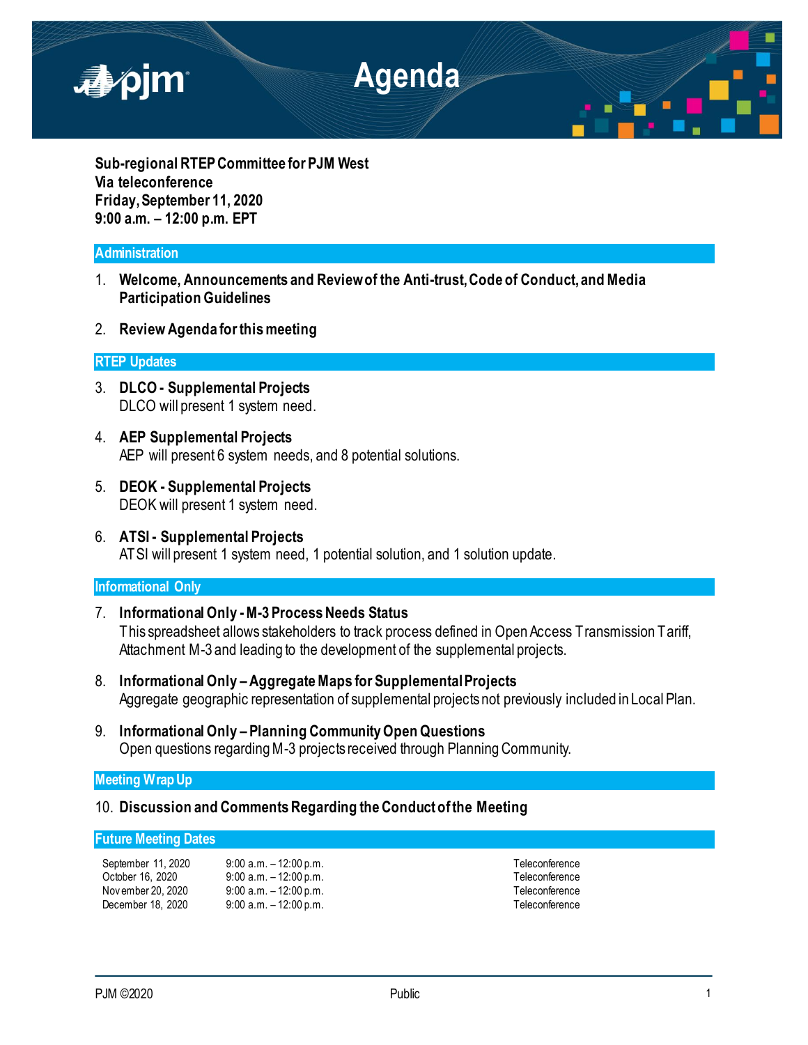# Agenda

**Sub-regional RTEP Committee for PJM West**
**Via teleconference**
**Friday, September 11, 2020**
**9:00 a.m. – 12:00 p.m. EPT**

## Administration

1. **Welcome, Announcements and Review of the Anti-trust, Code of Conduct, and Media Participation Guidelines**

2. **Review Agenda for this meeting**

## RTEP Updates

3. **DLCO - Supplemental Projects**
   DLCO will present 1 system need.

4. **AEP Supplemental Projects**
   AEP will present 6 system needs, and 8 potential solutions.

5. **DEOK - Supplemental Projects**
   DEOK will present 1 system need.

6. **ATSI - Supplemental Projects**
   ATSI will present 1 system need, 1 potential solution, and 1 solution update.

## Informational Only

7. **Informational Only - M-3 Process Needs Status**
   This spreadsheet allows stakeholders to track process defined in Open Access Transmission Tariff, Attachment M-3 and leading to the development of the supplemental projects.

8. **Informational Only – Aggregate Maps for Supplemental Projects**
   Aggregate geographic representation of supplemental projects not previously included in Local Plan.

9. **Informational Only – Planning Community Open Questions**
   Open questions regarding M-3 projects received through Planning Community.

## Meeting Wrap Up

10. **Discussion and Comments Regarding the Conduct of the Meeting**

## Future Meeting Dates

| | | |
|---|---|---|
| September 11, 2020 | 9:00 a.m. – 12:00 p.m. | Teleconference |
| October 16, 2020 | 9:00 a.m. – 12:00 p.m. | Teleconference |
| November 20, 2020 | 9:00 a.m. – 12:00 p.m. | Teleconference |
| December 18, 2020 | 9:00 a.m. – 12:00 p.m. | Teleconference |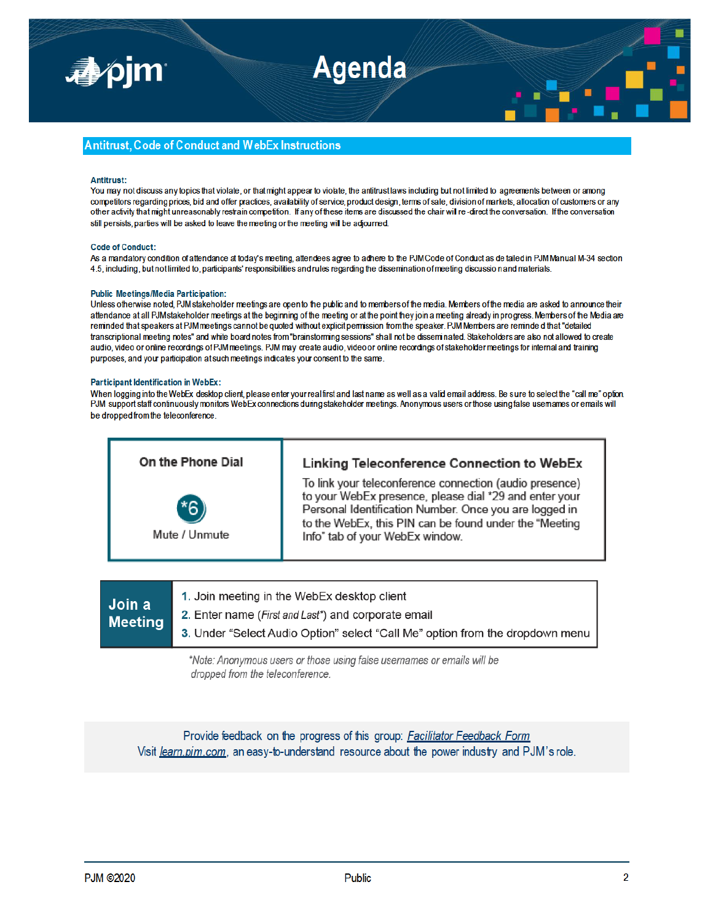# Agenda

## Antitrust, Code of Conduct and WebEx Instructions

**Antitrust:**
You may not discuss any topics that violate, or that might appear to violate, the antitrust laws including but not limited to agreements between or among competitors regarding prices, bid and offer practices, availability of service, product design, terms of sale, division of markets, allocation of customers or any other activity that might unreasonably restrain competition. If any of these items are discussed the chair will re-direct the conversation. If the conversation still persists, parties will be asked to leave the meeting or the meeting will be adjourned.

**Code of Conduct:**
As a mandatory condition of attendance at today's meeting, attendees agree to adhere to the PJM Code of Conduct as detailed in PJM Manual M-34 section 4.5, including, but not limited to, participants' responsibilities and rules regarding the dissemination of meeting discussion and materials.

**Public Meetings/Media Participation:**
Unless otherwise noted, PJM stakeholder meetings are open to the public and to members of the media. Members of the media are asked to announce their attendance at all PJM stakeholder meetings at the beginning of the meeting or at the point they join a meeting already in progress. Members of the Media are reminded that speakers at PJM meetings cannot be quoted without explicit permission from the speaker. PJM Members are reminded that "detailed transcriptional meeting notes" and white board notes from "brainstorming sessions" shall not be disseminated. Stakeholders are also not allowed to create audio, video or online recordings of PJM meetings. PJM may create audio, video or online recordings of stakeholder meetings for internal and training purposes, and your participation at such meetings indicates your consent to the same.

**Participant Identification in WebEx:**
When logging into the WebEx desktop client, please enter your real first and last name as well as a valid email address. Be sure to select the "call me" option. PJM support staff continuously monitors WebEx connections during stakeholder meetings. Anonymous users or those using false usernames or emails will be dropped from the teleconference.

| On the Phone Dial | Linking Teleconference Connection to WebEx |
| --- | --- |
| *6 Mute / Unmute | To link your teleconference connection (audio presence) to your WebEx presence, please dial *29 and enter your Personal Identification Number. Once you are logged in to the WebEx, this PIN can be found under the "Meeting Info" tab of your WebEx window. |

**Join a Meeting**

1. Join meeting in the WebEx desktop client
2. Enter name (*First and Last**) and corporate email
3. Under "Select Audio Option" select "Call Me" option from the dropdown menu

*\*Note: Anonymous users or those using false usernames or emails will be dropped from the teleconference.*

Provide feedback on the progress of this group: [Facilitator Feedback Form](#)
Visit [learn.pjm.com](#), an easy-to-understand resource about the power industry and PJM's role.

PJM ©2020 Public